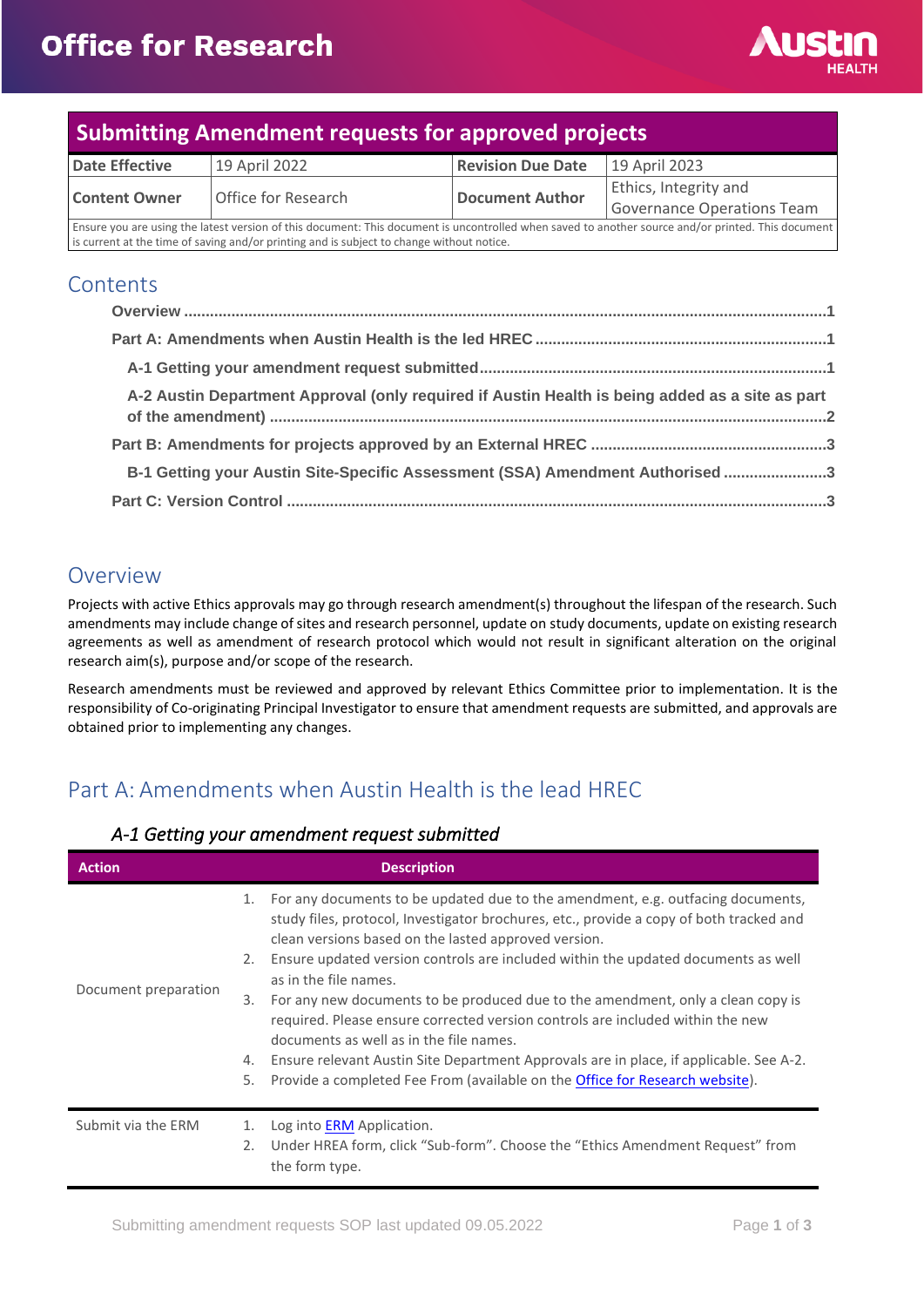# Office for Research

## Submitting Amendment requests for approved projects

| Date Effective | 19 April 2022 | Revision Due Date | 19 April 2023 |
|---|---|---|---|
| Content Owner | Office for Research | Document Author | Ethics, Integrity and Governance Operations Team |

Ensure you are using the latest version of this document: This document is uncontrolled when saved to another source and/or printed. This document is current at the time of saving and/or printing and is subject to change without notice.

## Contents

- Overview ....1
- Part A: Amendments when Austin Health is the led HREC ....1
  - A-1 Getting your amendment request submitted ....1
  - A-2 Austin Department Approval (only required if Austin Health is being added as a site as part of the amendment) ....2
- Part B: Amendments for projects approved by an External HREC ....3
  - B-1 Getting your Austin Site-Specific Assessment (SSA) Amendment Authorised ....3
- Part C: Version Control ....3

## Overview

Projects with active Ethics approvals may go through research amendment(s) throughout the lifespan of the research. Such amendments may include change of sites and research personnel, update on study documents, update on existing research agreements as well as amendment of research protocol which would not result in significant alteration on the original research aim(s), purpose and/or scope of the research.

Research amendments must be reviewed and approved by relevant Ethics Committee prior to implementation. It is the responsibility of Co-originating Principal Investigator to ensure that amendment requests are submitted, and approvals are obtained prior to implementing any changes.

## Part A: Amendments when Austin Health is the lead HREC

### *A-1 Getting your amendment request submitted*

| Action | Description |
|---|---|
| Document preparation | 1. For any documents to be updated due to the amendment, e.g. outfacing documents, study files, protocol, Investigator brochures, etc., provide a copy of both tracked and clean versions based on the lasted approved version.<br>2. Ensure updated version controls are included within the updated documents as well as in the file names.<br>3. For any new documents to be produced due to the amendment, only a clean copy is required. Please ensure corrected version controls are included within the new documents as well as in the file names.<br>4. Ensure relevant Austin Site Department Approvals are in place, if applicable. See A-2.<br>5. Provide a completed Fee From (available on the Office for Research website). |
| Submit via the ERM | 1. Log into ERM Application.<br>2. Under HREA form, click "Sub-form". Choose the "Ethics Amendment Request" from the form type. |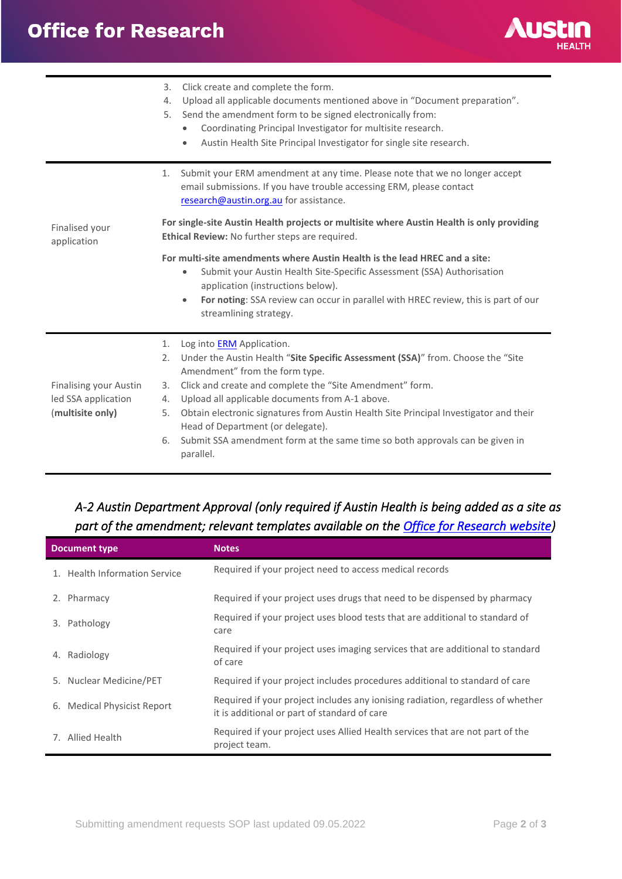| | |
|---|---|
| | 3. Click create and complete the form.<br>4. Upload all applicable documents mentioned above in "Document preparation".<br>5. Send the amendment form to be signed electronically from:<br>• Coordinating Principal Investigator for multisite research.<br>• Austin Health Site Principal Investigator for single site research. |
| Finalised your application | 1. Submit your ERM amendment at any time. Please note that we no longer accept email submissions. If you have trouble accessing ERM, please contact [research@austin.org.au](mailto:research@austin.org.au) for assistance.<br><br>**For single-site Austin Health projects or multisite where Austin Health is only providing Ethical Review:** No further steps are required.<br><br>**For multi-site amendments where Austin Health is the lead HREC and a site:**<br>• Submit your Austin Health Site-Specific Assessment (SSA) Authorisation application (instructions below).<br>• **For noting**: SSA review can occur in parallel with HREC review, this is part of our streamlining strategy. |
| Finalising your Austin led SSA application (**multisite only)** | 1. Log into [ERM](ERM) Application.<br>2. Under the Austin Health "**Site Specific Assessment (SSA)**" from. Choose the "Site Amendment" from the form type.<br>3. Click and create and complete the "Site Amendment" form.<br>4. Upload all applicable documents from A-1 above.<br>5. Obtain electronic signatures from Austin Health Site Principal Investigator and their Head of Department (or delegate).<br>6. Submit SSA amendment form at the same time so both approvals can be given in parallel. |

### *A-2 Austin Department Approval (only required if Austin Health is being added as a site as part of the amendment; relevant templates available on the [Office for Research website](Office for Research website))*

| Document type | Notes |
|---|---|
| 1. Health Information Service | Required if your project need to access medical records |
| 2. Pharmacy | Required if your project uses drugs that need to be dispensed by pharmacy |
| 3. Pathology | Required if your project uses blood tests that are additional to standard of care |
| 4. Radiology | Required if your project uses imaging services that are additional to standard of care |
| 5. Nuclear Medicine/PET | Required if your project includes procedures additional to standard of care |
| 6. Medical Physicist Report | Required if your project includes any ionising radiation, regardless of whether it is additional or part of standard of care |
| 7. Allied Health | Required if your project uses Allied Health services that are not part of the project team. |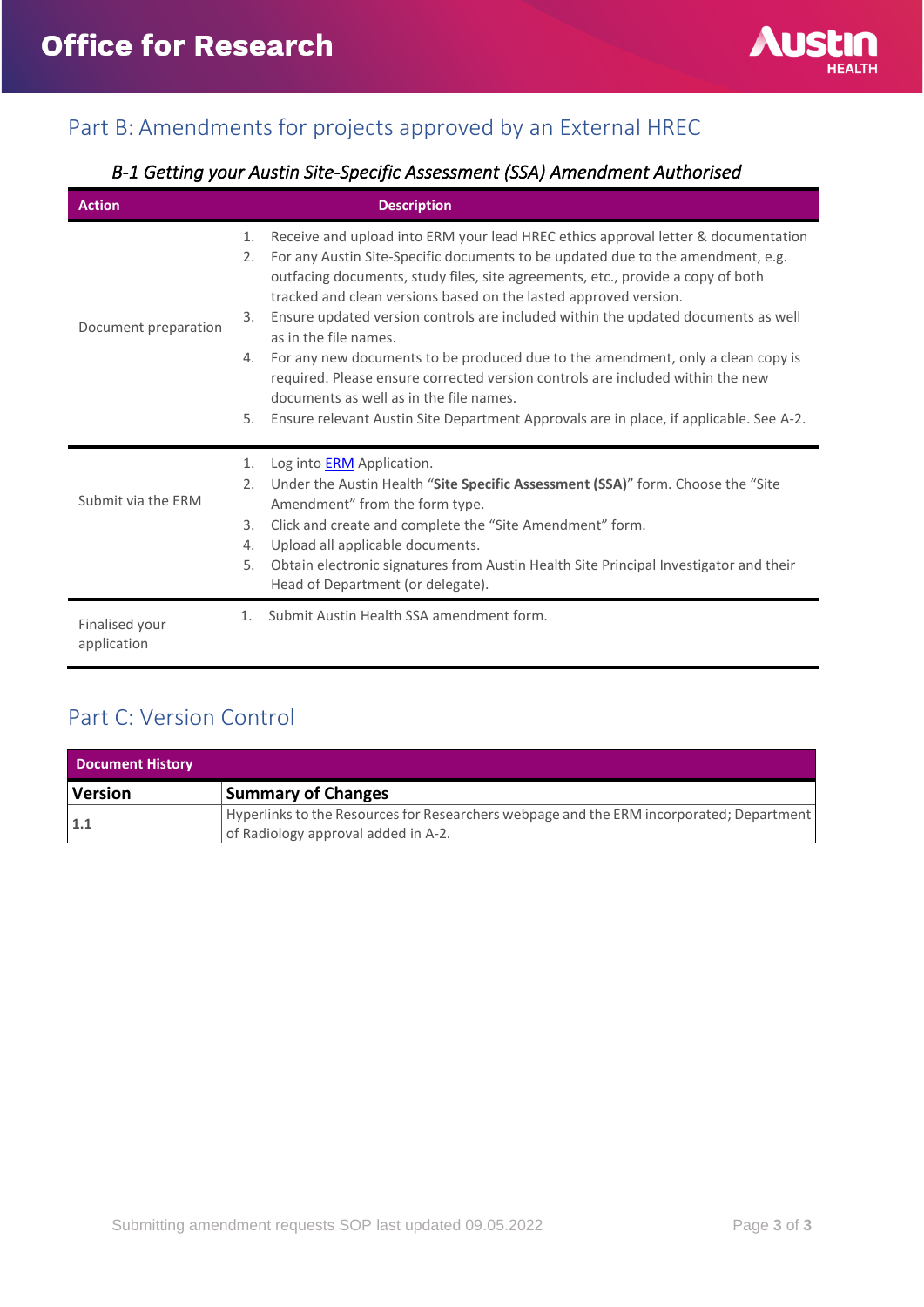## Part B: Amendments for projects approved by an External HREC

### *B-1 Getting your Austin Site-Specific Assessment (SSA) Amendment Authorised*

| Action | Description |
|---|---|
| Document preparation | 1. Receive and upload into ERM your lead HREC ethics approval letter & documentation<br>2. For any Austin Site-Specific documents to be updated due to the amendment, e.g. outfacing documents, study files, site agreements, etc., provide a copy of both tracked and clean versions based on the lasted approved version.<br>3. Ensure updated version controls are included within the updated documents as well as in the file names.<br>4. For any new documents to be produced due to the amendment, only a clean copy is required. Please ensure corrected version controls are included within the new documents as well as in the file names.<br>5. Ensure relevant Austin Site Department Approvals are in place, if applicable. See A-2. |
| Submit via the ERM | 1. Log into ERM Application.<br>2. Under the Austin Health "**Site Specific Assessment (SSA)**" form. Choose the "Site Amendment" from the form type.<br>3. Click and create and complete the "Site Amendment" form.<br>4. Upload all applicable documents.<br>5. Obtain electronic signatures from Austin Health Site Principal Investigator and their Head of Department (or delegate). |
| Finalised your application | 1. Submit Austin Health SSA amendment form. |

## Part C: Version Control

| Document History | |
|---|---|
| **Version** | **Summary of Changes** |
| **1.1** | Hyperlinks to the Resources for Researchers webpage and the ERM incorporated; Department of Radiology approval added in A-2. |